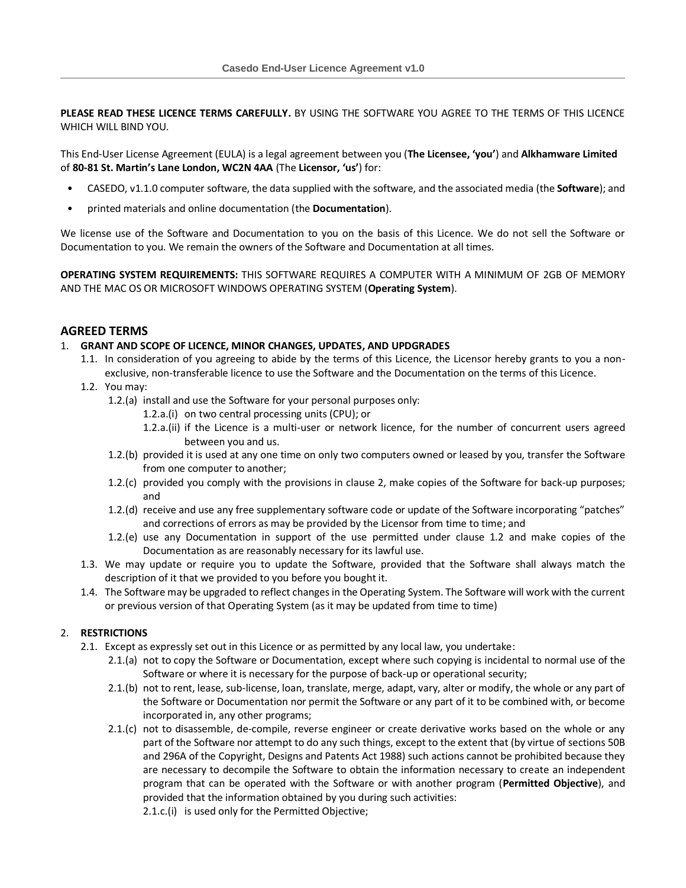**PLEASE READ THESE LICENCE TERMS CAREFULLY.** BY USING THE SOFTWARE YOU AGREE TO THE TERMS OF THIS LICENCE WHICH WILL BIND YOU.

This End-User License Agreement (EULA) is a legal agreement between you (**The Licensee, 'you'**) and **Alkhamware Limited** of **80-81 St. Martin's Lane London, WC2N 4AA** (The **Licensor, 'us'**) for:

- CASEDO, v1.1.0 computer software, the data supplied with the software, and the associated media (the **Software**); and
- printed materials and online documentation (the **Documentation**).

We license use of the Software and Documentation to you on the basis of this Licence. We do not sell the Software or Documentation to you. We remain the owners of the Software and Documentation at all times.

**OPERATING SYSTEM REQUIREMENTS:** THIS SOFTWARE REQUIRES A COMPUTER WITH A MINIMUM OF 2GB OF MEMORY AND THE MAC OS OR MICROSOFT WINDOWS OPERATING SYSTEM (**Operating System**).

## AGREED TERMS

1. **GRANT AND SCOPE OF LICENCE, MINOR CHANGES, UPDATES, AND UPDGRADES**
   - 1.1. In consideration of you agreeing to abide by the terms of this Licence, the Licensor hereby grants to you a non-exclusive, non-transferable licence to use the Software and the Documentation on the terms of this Licence.
   - 1.2. You may:
     - 1.2.(a) install and use the Software for your personal purposes only:
       - 1.2.a.(i) on two central processing units (CPU); or
       - 1.2.a.(ii) if the Licence is a multi-user or network licence, for the number of concurrent users agreed between you and us.
     - 1.2.(b) provided it is used at any one time on only two computers owned or leased by you, transfer the Software from one computer to another;
     - 1.2.(c) provided you comply with the provisions in clause 2, make copies of the Software for back-up purposes; and
     - 1.2.(d) receive and use any free supplementary software code or update of the Software incorporating "patches" and corrections of errors as may be provided by the Licensor from time to time; and
     - 1.2.(e) use any Documentation in support of the use permitted under clause 1.2 and make copies of the Documentation as are reasonably necessary for its lawful use.
   - 1.3. We may update or require you to update the Software, provided that the Software shall always match the description of it that we provided to you before you bought it.
   - 1.4. The Software may be upgraded to reflect changes in the Operating System. The Software will work with the current or previous version of that Operating System (as it may be updated from time to time)

2. **RESTRICTIONS**
   - 2.1. Except as expressly set out in this Licence or as permitted by any local law, you undertake:
     - 2.1.(a) not to copy the Software or Documentation, except where such copying is incidental to normal use of the Software or where it is necessary for the purpose of back-up or operational security;
     - 2.1.(b) not to rent, lease, sub-license, loan, translate, merge, adapt, vary, alter or modify, the whole or any part of the Software or Documentation nor permit the Software or any part of it to be combined with, or become incorporated in, any other programs;
     - 2.1.(c) not to disassemble, de-compile, reverse engineer or create derivative works based on the whole or any part of the Software nor attempt to do any such things, except to the extent that (by virtue of sections 50B and 296A of the Copyright, Designs and Patents Act 1988) such actions cannot be prohibited because they are necessary to decompile the Software to obtain the information necessary to create an independent program that can be operated with the Software or with another program (**Permitted Objective**), and provided that the information obtained by you during such activities:
       - 2.1.c.(i) is used only for the Permitted Objective;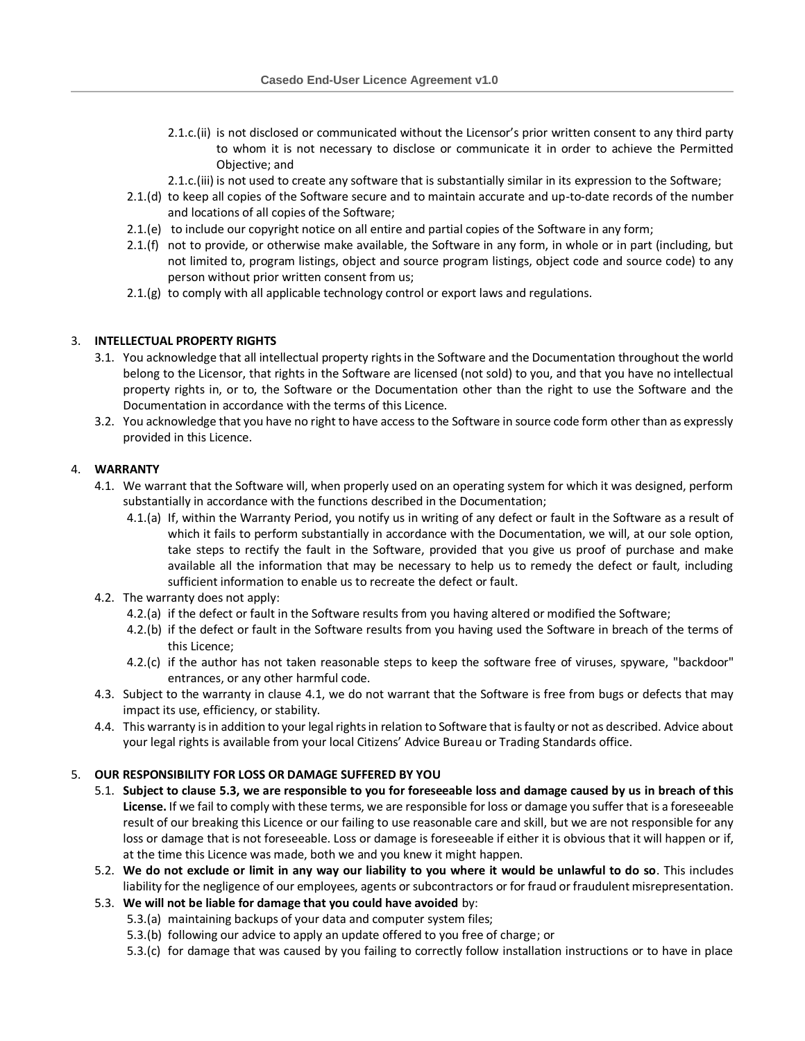2.1.c.(ii) is not disclosed or communicated without the Licensor's prior written consent to any third party to whom it is not necessary to disclose or communicate it in order to achieve the Permitted Objective; and

2.1.c.(iii) is not used to create any software that is substantially similar in its expression to the Software;

2.1.(d) to keep all copies of the Software secure and to maintain accurate and up-to-date records of the number and locations of all copies of the Software;

2.1.(e) to include our copyright notice on all entire and partial copies of the Software in any form;

2.1.(f) not to provide, or otherwise make available, the Software in any form, in whole or in part (including, but not limited to, program listings, object and source program listings, object code and source code) to any person without prior written consent from us;

2.1.(g) to comply with all applicable technology control or export laws and regulations.

3. **INTELLECTUAL PROPERTY RIGHTS**

3.1. You acknowledge that all intellectual property rights in the Software and the Documentation throughout the world belong to the Licensor, that rights in the Software are licensed (not sold) to you, and that you have no intellectual property rights in, or to, the Software or the Documentation other than the right to use the Software and the Documentation in accordance with the terms of this Licence.

3.2. You acknowledge that you have no right to have access to the Software in source code form other than as expressly provided in this Licence.

4. **WARRANTY**

4.1. We warrant that the Software will, when properly used on an operating system for which it was designed, perform substantially in accordance with the functions described in the Documentation;

4.1.(a) If, within the Warranty Period, you notify us in writing of any defect or fault in the Software as a result of which it fails to perform substantially in accordance with the Documentation, we will, at our sole option, take steps to rectify the fault in the Software, provided that you give us proof of purchase and make available all the information that may be necessary to help us to remedy the defect or fault, including sufficient information to enable us to recreate the defect or fault.

4.2. The warranty does not apply:

4.2.(a) if the defect or fault in the Software results from you having altered or modified the Software;

4.2.(b) if the defect or fault in the Software results from you having used the Software in breach of the terms of this Licence;

4.2.(c) if the author has not taken reasonable steps to keep the software free of viruses, spyware, "backdoor" entrances, or any other harmful code.

4.3. Subject to the warranty in clause 4.1, we do not warrant that the Software is free from bugs or defects that may impact its use, efficiency, or stability.

4.4. This warranty is in addition to your legal rights in relation to Software that is faulty or not as described. Advice about your legal rights is available from your local Citizens' Advice Bureau or Trading Standards office.

5. **OUR RESPONSIBILITY FOR LOSS OR DAMAGE SUFFERED BY YOU**

5.1. **Subject to clause 5.3, we are responsible to you for foreseeable loss and damage caused by us in breach of this License.** If we fail to comply with these terms, we are responsible for loss or damage you suffer that is a foreseeable result of our breaking this Licence or our failing to use reasonable care and skill, but we are not responsible for any loss or damage that is not foreseeable. Loss or damage is foreseeable if either it is obvious that it will happen or if, at the time this Licence was made, both we and you knew it might happen.

5.2. **We do not exclude or limit in any way our liability to you where it would be unlawful to do so**. This includes liability for the negligence of our employees, agents or subcontractors or for fraud or fraudulent misrepresentation.

5.3. **We will not be liable for damage that you could have avoided** by:

5.3.(a) maintaining backups of your data and computer system files;

5.3.(b) following our advice to apply an update offered to you free of charge; or

5.3.(c) for damage that was caused by you failing to correctly follow installation instructions or to have in place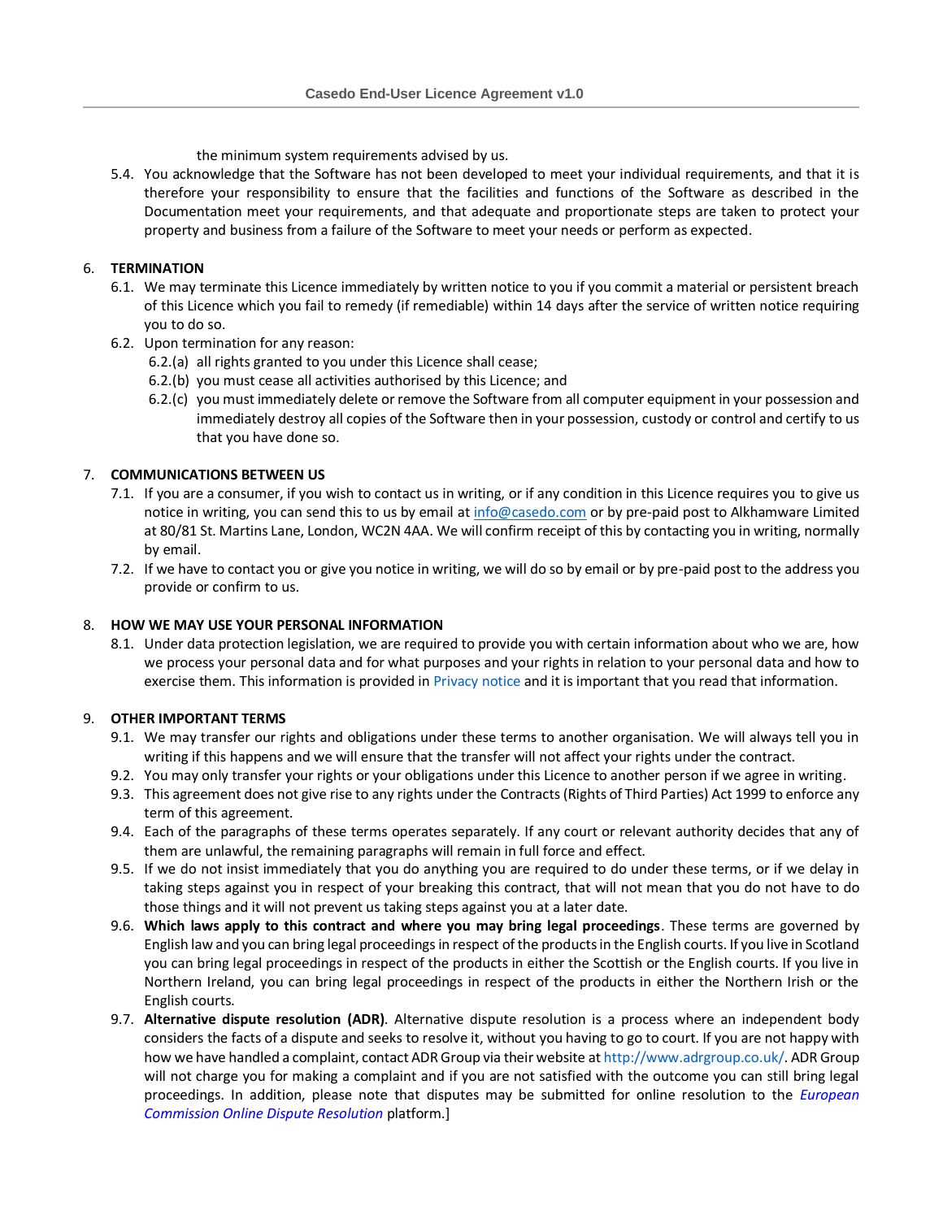the minimum system requirements advised by us.

5.4. You acknowledge that the Software has not been developed to meet your individual requirements, and that it is therefore your responsibility to ensure that the facilities and functions of the Software as described in the Documentation meet your requirements, and that adequate and proportionate steps are taken to protect your property and business from a failure of the Software to meet your needs or perform as expected.

## 6. TERMINATION

6.1. We may terminate this Licence immediately by written notice to you if you commit a material or persistent breach of this Licence which you fail to remedy (if remediable) within 14 days after the service of written notice requiring you to do so.

6.2. Upon termination for any reason:

6.2.(a) all rights granted to you under this Licence shall cease;

6.2.(b) you must cease all activities authorised by this Licence; and

6.2.(c) you must immediately delete or remove the Software from all computer equipment in your possession and immediately destroy all copies of the Software then in your possession, custody or control and certify to us that you have done so.

## 7. COMMUNICATIONS BETWEEN US

7.1. If you are a consumer, if you wish to contact us in writing, or if any condition in this Licence requires you to give us notice in writing, you can send this to us by email at info@casedo.com or by pre-paid post to Alkhamware Limited at 80/81 St. Martins Lane, London, WC2N 4AA. We will confirm receipt of this by contacting you in writing, normally by email.

7.2. If we have to contact you or give you notice in writing, we will do so by email or by pre-paid post to the address you provide or confirm to us.

## 8. HOW WE MAY USE YOUR PERSONAL INFORMATION

8.1. Under data protection legislation, we are required to provide you with certain information about who we are, how we process your personal data and for what purposes and your rights in relation to your personal data and how to exercise them. This information is provided in Privacy notice and it is important that you read that information.

## 9. OTHER IMPORTANT TERMS

9.1. We may transfer our rights and obligations under these terms to another organisation. We will always tell you in writing if this happens and we will ensure that the transfer will not affect your rights under the contract.

9.2. You may only transfer your rights or your obligations under this Licence to another person if we agree in writing.

9.3. This agreement does not give rise to any rights under the Contracts (Rights of Third Parties) Act 1999 to enforce any term of this agreement.

9.4. Each of the paragraphs of these terms operates separately. If any court or relevant authority decides that any of them are unlawful, the remaining paragraphs will remain in full force and effect.

9.5. If we do not insist immediately that you do anything you are required to do under these terms, or if we delay in taking steps against you in respect of your breaking this contract, that will not mean that you do not have to do those things and it will not prevent us taking steps against you at a later date.

9.6. **Which laws apply to this contract and where you may bring legal proceedings**. These terms are governed by English law and you can bring legal proceedings in respect of the products in the English courts. If you live in Scotland you can bring legal proceedings in respect of the products in either the Scottish or the English courts. If you live in Northern Ireland, you can bring legal proceedings in respect of the products in either the Northern Irish or the English courts.

9.7. **Alternative dispute resolution (ADR)**. Alternative dispute resolution is a process where an independent body considers the facts of a dispute and seeks to resolve it, without you having to go to court. If you are not happy with how we have handled a complaint, contact ADR Group via their website at http://www.adrgroup.co.uk/. ADR Group will not charge you for making a complaint and if you are not satisfied with the outcome you can still bring legal proceedings. In addition, please note that disputes may be submitted for online resolution to the *European Commission Online Dispute Resolution* platform.]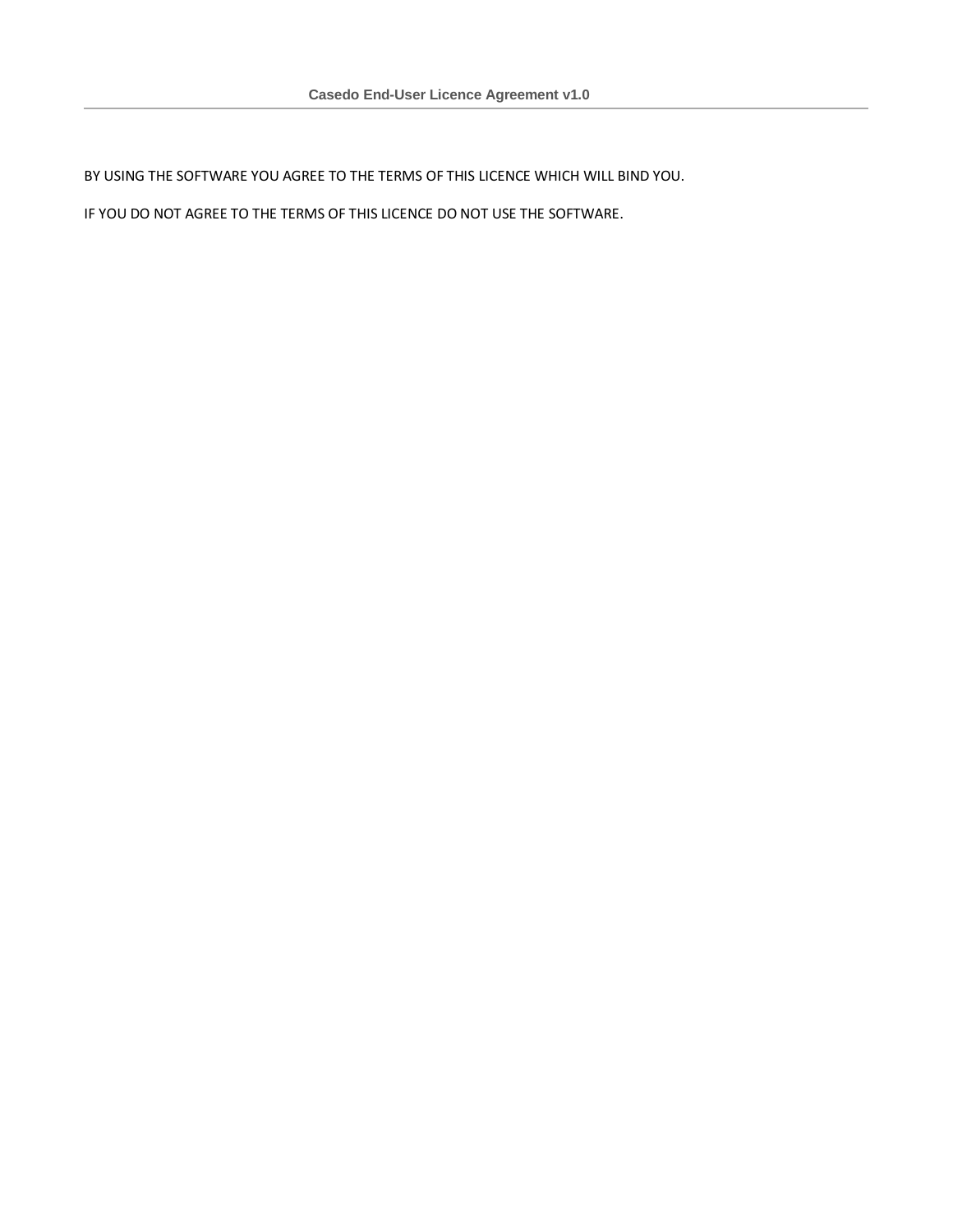BY USING THE SOFTWARE YOU AGREE TO THE TERMS OF THIS LICENCE WHICH WILL BIND YOU.

IF YOU DO NOT AGREE TO THE TERMS OF THIS LICENCE DO NOT USE THE SOFTWARE.